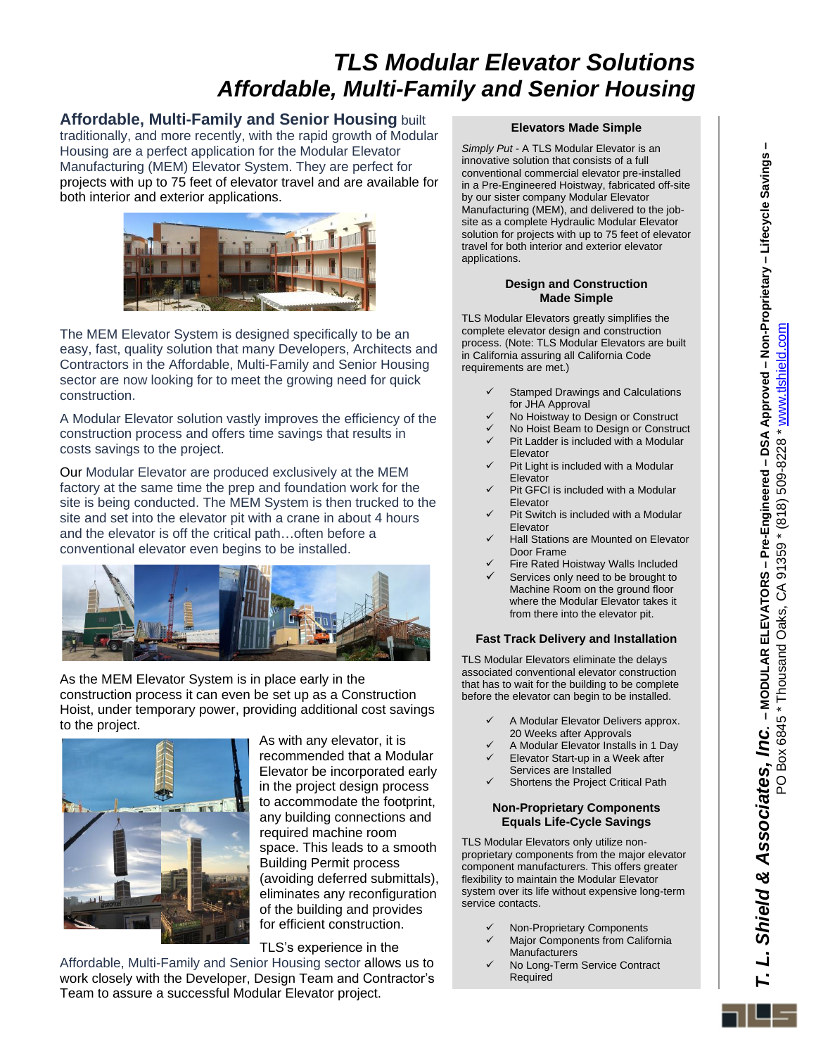# TLS Modular Elevator Solutions
# Affordable, Multi-Family and Senior Housing

**Affordable, Multi-Family and Senior Housing** built traditionally, and more recently, with the rapid growth of Modular Housing are a perfect application for the Modular Elevator Manufacturing (MEM) Elevator System. They are perfect for projects with up to 75 feet of elevator travel and are available for both interior and exterior applications.

The MEM Elevator System is designed specifically to be an easy, fast, quality solution that many Developers, Architects and Contractors in the Affordable, Multi-Family and Senior Housing sector are now looking for to meet the growing need for quick construction.

A Modular Elevator solution vastly improves the efficiency of the construction process and offers time savings that results in costs savings to the project.

Our Modular Elevator are produced exclusively at the MEM factory at the same time the prep and foundation work for the site is being conducted. The MEM System is then trucked to the site and set into the elevator pit with a crane in about 4 hours and the elevator is off the critical path…often before a conventional elevator even begins to be installed.

As the MEM Elevator System is in place early in the construction process it can even be set up as a Construction Hoist, under temporary power, providing additional cost savings to the project.

As with any elevator, it is recommended that a Modular Elevator be incorporated early in the project design process to accommodate the footprint, any building connections and required machine room space. This leads to a smooth Building Permit process (avoiding deferred submittals), eliminates any reconfiguration of the building and provides for efficient construction.

TLS's experience in the Affordable, Multi-Family and Senior Housing sector allows us to work closely with the Developer, Design Team and Contractor's Team to assure a successful Modular Elevator project.

### Elevators Made Simple

*Simply Put* - A TLS Modular Elevator is an innovative solution that consists of a full conventional commercial elevator pre-installed in a Pre-Engineered Hoistway, fabricated off-site by our sister company Modular Elevator Manufacturing (MEM), and delivered to the job-site as a complete Hydraulic Modular Elevator solution for projects with up to 75 feet of elevator travel for both interior and exterior elevator applications.

### Design and Construction Made Simple

TLS Modular Elevators greatly simplifies the complete elevator design and construction process. (Note: TLS Modular Elevators are built in California assuring all California Code requirements are met.)

- ✓ Stamped Drawings and Calculations for JHA Approval
- ✓ No Hoistway to Design or Construct
- ✓ No Hoist Beam to Design or Construct
- ✓ Pit Ladder is included with a Modular Elevator
- ✓ Pit Light is included with a Modular Elevator
- ✓ Pit GFCI is included with a Modular Elevator
- ✓ Pit Switch is included with a Modular Elevator
- ✓ Hall Stations are Mounted on Elevator Door Frame
- ✓ Fire Rated Hoistway Walls Included
- ✓ Services only need to be brought to Machine Room on the ground floor where the Modular Elevator takes it from there into the elevator pit.

### Fast Track Delivery and Installation

TLS Modular Elevators eliminate the delays associated conventional elevator construction that has to wait for the building to be complete before the elevator can begin to be installed.

- ✓ A Modular Elevator Delivers approx. 20 Weeks after Approvals
- ✓ A Modular Elevator Installs in 1 Day
- ✓ Elevator Start-up in a Week after Services are Installed
- ✓ Shortens the Project Critical Path

### Non-Proprietary Components Equals Life-Cycle Savings

TLS Modular Elevators only utilize non-proprietary components from the major elevator component manufacturers. This offers greater flexibility to maintain the Modular Elevator system over its life without expensive long-term service contacts.

- ✓ Non-Proprietary Components
- ✓ Major Components from California Manufacturers
- ✓ No Long-Term Service Contract Required

***T. L. Shield & Associates, Inc.*** – **MODULAR ELEVATORS – Pre-Engineered – DSA Approved – Non-Proprietary – Lifecycle Savings –**
PO Box 6845 * Thousand Oaks, CA 91359 * (818) 509-8228 * www.tlshield.com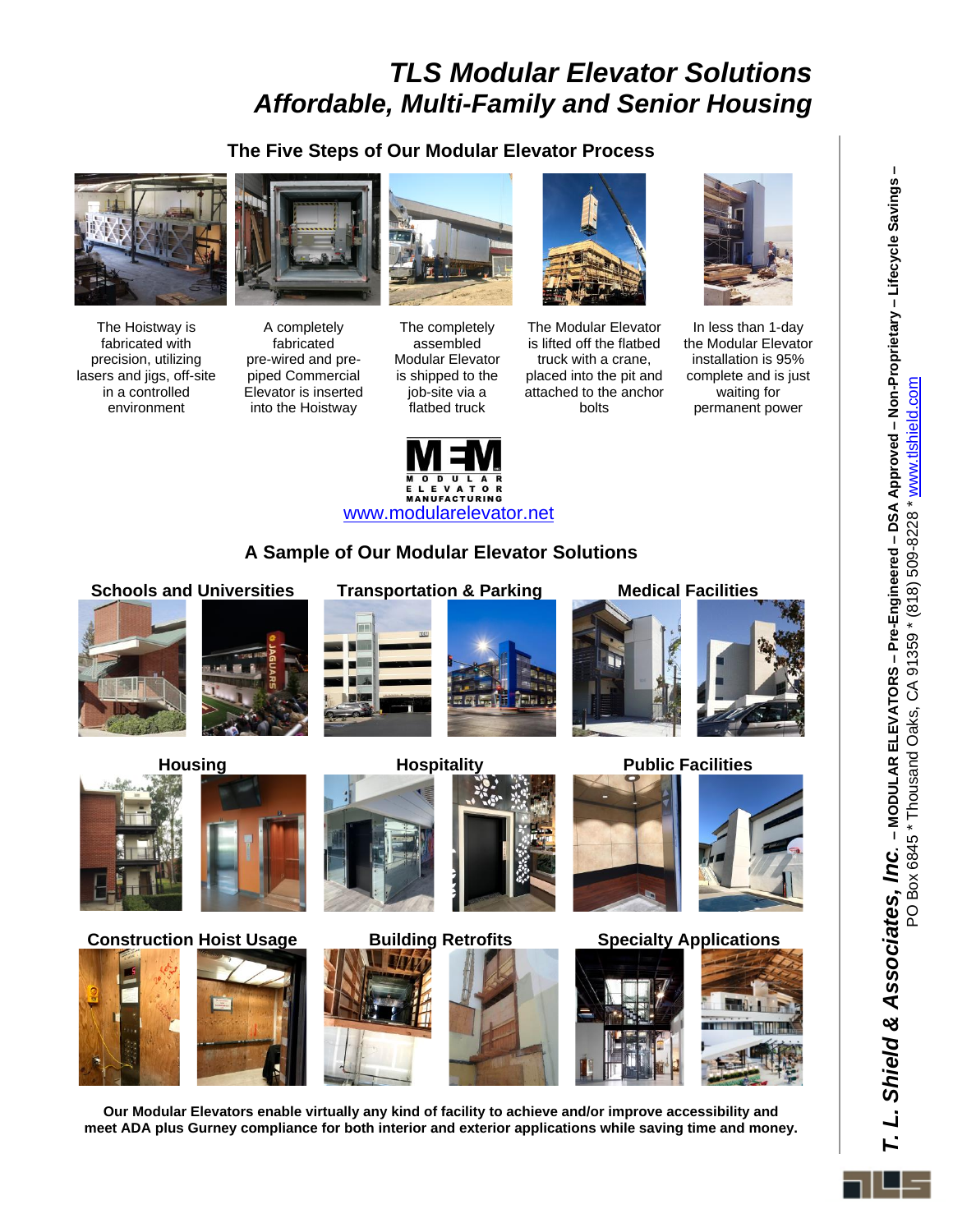# *TLS Modular Elevator Solutions*
# *Affordable, Multi-Family and Senior Housing*

## The Five Steps of Our Modular Elevator Process

The Hoistway is fabricated with precision, utilizing lasers and jigs, off-site in a controlled environment

A completely fabricated pre-wired and pre-piped Commercial Elevator is inserted into the Hoistway

The completely assembled Modular Elevator is shipped to the job-site via a flatbed truck

The Modular Elevator is lifted off the flatbed truck with a crane, placed into the pit and attached to the anchor bolts

In less than 1-day the Modular Elevator installation is 95% complete and is just waiting for permanent power

MODULAR ELEVATOR MANUFACTURING

www.modularelevator.net

## A Sample of Our Modular Elevator Solutions

**Schools and Universities** | **Transportation & Parking** | **Medical Facilities**

**Housing** | **Hospitality** | **Public Facilities**

**Construction Hoist Usage** | **Building Retrofits** | **Specialty Applications**

**Our Modular Elevators enable virtually any kind of facility to achieve and/or improve accessibility and meet ADA plus Gurney compliance for both interior and exterior applications while saving time and money.**

***T. L. Shield & Associates, Inc.*** – **MODULAR ELEVATORS – Pre-Engineered – DSA Approved – Non-Proprietary – Lifecycle Savings –**
PO Box 6845 * Thousand Oaks, CA 91359 * (818) 509-8228 * www.tlshield.com